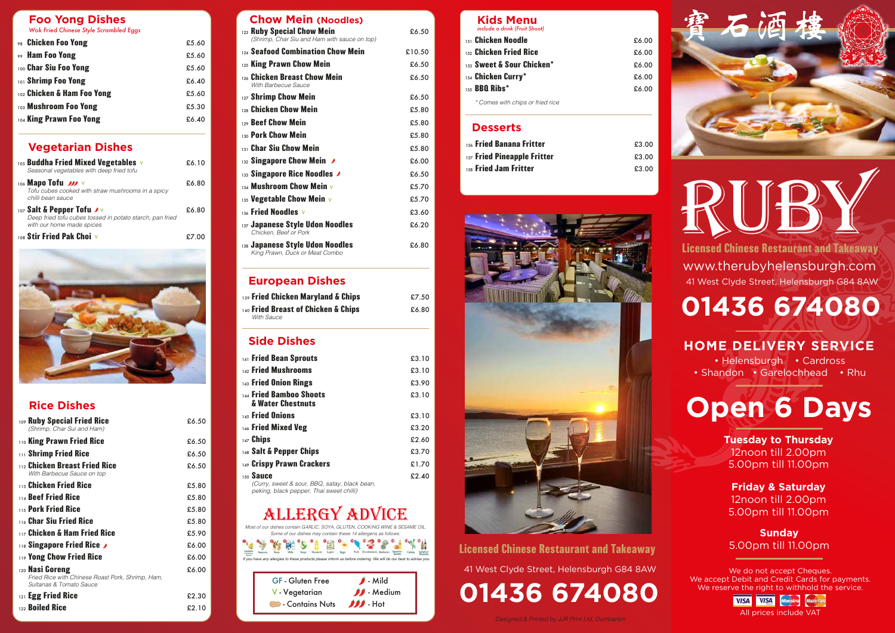## Foo Yong Dishes

*Wok Fried Chinese Style Scrambled Eggs*

| | | |
|---|---|---|
| 98 | **Chicken Foo Yong** | £5.60 |
| 99 | **Ham Foo Yong** | £5.60 |
| 100 | **Char Siu Foo Yong** | £5.60 |
| 101 | **Shrimp Foo Yong** | £6.40 |
| 102 | **Chicken & Ham Foo Yong** | £5.60 |
| 103 | **Mushroom Foo Yong** | £5.30 |
| 104 | **King Prawn Foo Yong** | £6.40 |

## Vegetarian Dishes

| | | |
|---|---|---|
| 105 | **Buddha Fried Mixed Vegetables** V<br>*Seasonal vegetables with deep fried tofu* | £6.10 |
| 106 | **Mapo Tofu** (Hot) V<br>*Tofu cubes cooked with straw mushrooms in a spicy chilli bean sauce* | £6.80 |
| 107 | **Salt & Pepper Tofu** (Mild) V<br>*Deep fried tofu cubes tossed in potato starch, pan fried with our home made spices* | £6.80 |
| 108 | **Stir Fried Pak Choi** V | £7.00 |

## Rice Dishes

| | | |
|---|---|---|
| 109 | **Ruby Special Fried Rice**<br>*(Shrimp, Char Sui and Ham)* | £6.50 |
| 110 | **King Prawn Fried Rice** | £6.50 |
| 111 | **Shrimp Fried Rice** | £6.50 |
| 112 | **Chicken Breast Fried Rice**<br>*With Barbecue Sauce on top* | £6.50 |
| 113 | **Chicken Fried Rice** | £5.80 |
| 114 | **Beef Fried Rice** | £5.80 |
| 115 | **Pork Fried Rice** | £5.80 |
| 116 | **Char Siu Fried Rice** | £5.80 |
| 117 | **Chicken & Ham Fried Rice** | £5.90 |
| 118 | **Singapore Fried Rice** (Mild) | £6.00 |
| 119 | **Yong Chow Fried Rice** | £6.00 |
| 120 | **Nasi Goreng**<br>*Fried Rice with Chinese Roast Pork, Shrimp, Ham, Sultanas & Tomato Sauce* | £6.00 |
| 121 | **Egg Fried Rice** | £2.30 |
| 122 | **Boiled Rice** | £2.10 |

## Chow Mein (Noodles)

| | | |
|---|---|---|
| 123 | **Ruby Special Chow Mein**<br>*(Shrimp, Char Siu and Ham with sauce on top)* | £6.50 |
| 124 | **Seafood Combination Chow Mein** | £10.50 |
| 125 | **King Prawn Chow Mein** | £6.50 |
| 126 | **Chicken Breast Chow Mein**<br>*With Barbecue Sauce* | £6.50 |
| 127 | **Shrimp Chow Mein** | £6.50 |
| 128 | **Chicken Chow Mein** | £5.80 |
| 129 | **Beef Chow Mein** | £5.80 |
| 130 | **Pork Chow Mein** | £5.80 |
| 131 | **Char Siu Chow Mein** | £5.80 |
| 132 | **Singapore Chow Mein** (Mild) | £6.00 |
| 133 | **Singapore Rice Noodles** (Mild) | £6.50 |
| 134 | **Mushroom Chow Mein** V | £5.70 |
| 135 | **Vegetable Chow Mein** V | £5.70 |
| 136 | **Fried Noodles** V | £3.60 |
| 137 | **Japanese Style Udon Noodles**<br>*Chicken, Beef or Pork* | £6.20 |
| 138 | **Japanese Style Udon Noodles**<br>*King Prawn, Duck or Meat Combo* | £6.80 |

## European Dishes

| | | |
|---|---|---|
| 139 | **Fried Chicken Maryland & Chips** | £7.50 |
| 140 | **Fried Breast of Chicken & Chips**<br>*With Sauce* | £6.80 |

## Side Dishes

| | | |
|---|---|---|
| 141 | **Fried Bean Sprouts** | £3.10 |
| 142 | **Fried Mushrooms** | £3.10 |
| 143 | **Fried Onion Rings** | £3.90 |
| 144 | **Fried Bamboo Shoots & Water Chestnuts** | £3.10 |
| 145 | **Fried Onions** | £3.10 |
| 146 | **Fried Mixed Veg** | £3.20 |
| 147 | **Chips** | £2.60 |
| 148 | **Salt & Pepper Chips** | £3.70 |
| 149 | **Crispy Prawn Crackers** | £1.70 |
| 150 | **Sauce**<br>*(Curry, sweet & sour, BBQ, satay, black bean, peking, black pepper, Thai sweet chilli)* | £2.40 |

## ALLERGY ADVICE

*Most of our dishes contain GARLIC, SOYA, GLUTEN, COOKING WINE & SESAME OIL. Some of our dishes may contain these 14 allergens as follows:*

Cereals containing Gluten, Peanuts, Nuts, Milk, Soya, Mustard, Lupin, Eggs, Fish, Crustaceans, Molluscs, Sesame Seeds, Celery, Sulphur Dioxide

*If you have any allergies to these products please inform us before ordering. We will do our best to advise you.*

GF - Gluten Free
V - Vegetarian
- Contains Nuts
- Mild
- Medium
- Hot

## Kids Menu

*include a drink (Fruit Shoot)*

| | | |
|---|---|---|
| 151 | **Chicken Noodle** | £6.00 |
| 152 | **Chicken Fried Rice** | £6.00 |
| 153 | **Sweet & Sour Chicken*** | £6.00 |
| 154 | **Chicken Curry*** | £6.00 |
| 155 | **BBQ Ribs*** | £6.00 |

*\* Comes with chips or fried rice*

## Desserts

| | | |
|---|---|---|
| 156 | **Fried Banana Fritter** | £3.00 |
| 157 | **Fried Pineapple Fritter** | £3.00 |
| 158 | **Fried Jam Fritter** | £3.00 |

**Licensed Chinese Restaurant and Takeaway**

41 West Clyde Street, Helensburgh G84 8AW

# 01436 674080

*Designed & Printed by JJR Print Ltd, Dumbarton*

寶石酒樓

# RUBY

**Licensed Chinese Restaurant and Takeaway**

www.therubyhelensburgh.com

41 West Clyde Street, Helensburgh G84 8AW

# 01436 674080

## HOME DELIVERY SERVICE

• Helensburgh • Cardross
• Shandon • Garelochhead • Rhu

# Open 6 Days

**Tuesday to Thursday**
12noon till 2.00pm
5.00pm till 11.00pm

**Friday & Saturday**
12noon till 2.00pm
5.00pm till 11.00pm

**Sunday**
5.00pm till 11.00pm

We do not accept Cheques.
We accept Debit and Credit Cards for payments.
We reserve the right to withhold the service.

All prices include VAT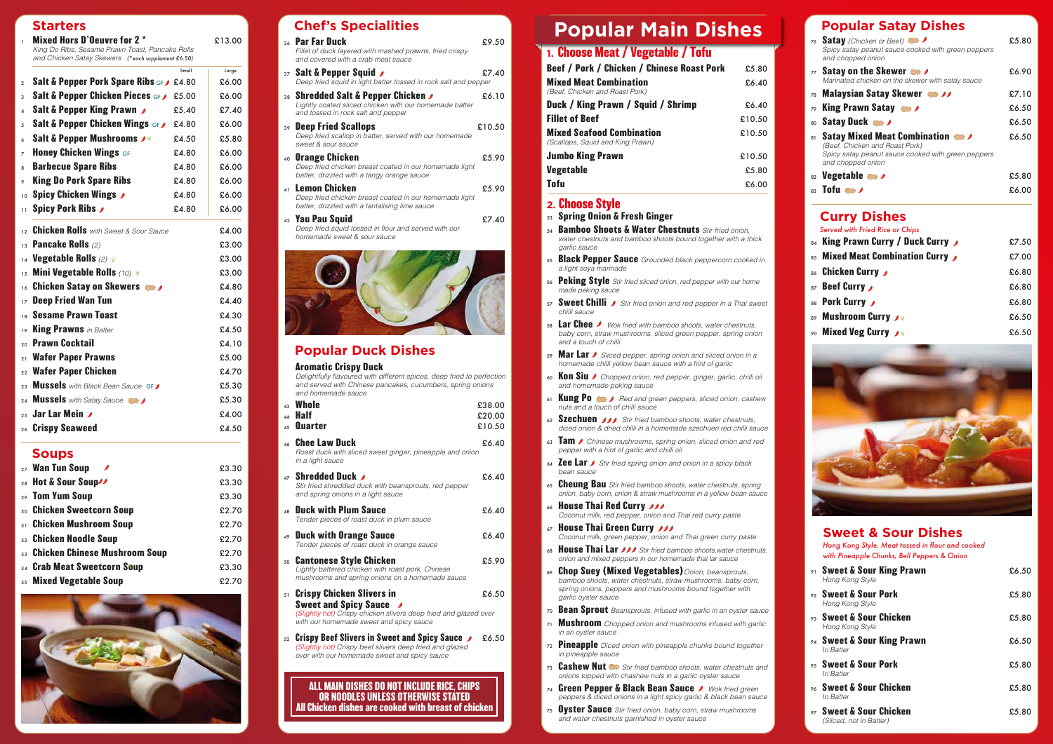## Starters

| | | Small | Large |
|---|---|---|---|
| 1 | **Mixed Hors D'Oeuvre for 2 *** *King Do Ribs, Sesame Prawn Toast, Pancake Rolls and Chicken Satay Skewers (*each supplement £6.50)* | | £13.00 |
| 2 | **Salt & Pepper Pork Spare Ribs** GF | £4.80 | £6.00 |
| 3 | **Salt & Pepper Chicken Pieces** GF | £5.00 | £6.00 |
| 4 | **Salt & Pepper King Prawn** | £5.40 | £7.40 |
| 5 | **Salt & Pepper Chicken Wings** GF | £4.80 | £6.00 |
| 6 | **Salt & Pepper Mushrooms** V | £4.50 | £5.80 |
| 7 | **Honey Chicken Wings** GF | £4.80 | £6.00 |
| 8 | **Barbecue Spare Ribs** | £4.80 | £6.00 |
| 9 | **King Do Pork Spare Ribs** | £4.80 | £6.00 |
| 10 | **Spicy Chicken Wings** | £4.80 | £6.00 |
| 11 | **Spicy Pork Ribs** | £4.80 | £6.00 |

| | | |
|---|---|---|
| 12 | **Chicken Rolls** *with Sweet & Sour Sauce* | £4.00 |
| 13 | **Pancake Rolls** *(2)* | £3.00 |
| 14 | **Vegetable Rolls** *(2)* V | £3.00 |
| 15 | **Mini Vegetable Rolls** *(10)* V | £3.00 |
| 16 | **Chicken Satay on Skewers** | £4.80 |
| 17 | **Deep Fried Wan Tun** | £4.40 |
| 18 | **Sesame Prawn Toast** | £4.30 |
| 19 | **King Prawns** *in Batter* | £4.50 |
| 20 | **Prawn Cocktail** | £4.10 |
| 21 | **Wafer Paper Prawns** | £5.00 |
| 22 | **Wafer Paper Chicken** | £4.70 |
| 23 | **Mussels** *with Black Bean Sauce* GF | £5.30 |
| 24 | **Mussels** *with Satay Sauce* | £5.30 |
| 25 | **Jar Lar Mein** | £4.00 |
| 26 | **Crispy Seaweed** | £4.50 |

## Soups

| | | |
|---|---|---|
| 27 | **Wan Tun Soup** | £3.30 |
| 28 | **Hot & Sour Soup** | £3.30 |
| 29 | **Tom Yum Soup** | £3.30 |
| 30 | **Chicken Sweetcorn Soup** | £2.70 |
| 31 | **Chicken Mushroom Soup** | £2.70 |
| 32 | **Chicken Noodle Soup** | £2.70 |
| 33 | **Chicken Chinese Mushroom Soup** | £2.70 |
| 34 | **Crab Meat Sweetcorn Soup** | £3.30 |
| 35 | **Mixed Vegetable Soup** | £2.70 |

## Chef's Specialities

36 **Par Far Duck** — £9.50
*Fillet of duck layered with mashed prawns, fried crispy and covered with a crab meat sauce*

37 **Salt & Pepper Squid** — £7.40
*Deep fried squid in light batter tossed in rock salt and pepper*

38 **Shredded Salt & Pepper Chicken** — £6.10
*Lightly coated sliced chicken with our homemade batter and tossed in rock salt and pepper*

39 **Deep Fried Scallops** — £10.50
*Deep fried scallop in batter, served with our homemade sweet & sour sauce*

40 **Orange Chicken** — £5.90
*Deep fried chicken breast coated in our homemade light batter, drizzled with a tangy orange sauce*

41 **Lemon Chicken** — £5.90
*Deep fried chicken breast coated in our homemade light batter, drizzled with a tantalising lime sauce*

42 **Yau Pau Squid** — £7.40
*Deep fried squid tossed in flour and served with our homemade sweet & sour sauce*

## Popular Duck Dishes

**Aromatic Crispy Duck**
*Delightfully flavoured with different spices, deep fried to perfection and served with Chinese pancakes, cucumbers, spring onions and homemade sauce*

| | | |
|---|---|---|
| 43 | **Whole** | £38.00 |
| 44 | **Half** | £20.00 |
| 45 | **Quarter** | £10.50 |

46 **Chee Law Duck** — £6.40
*Roast duck with sliced sweet ginger, pineapple and onion in a light sauce*

47 **Shredded Duck** — £6.40
*Stir fried shredded duck with beansprouts, red pepper and spring onions in a light sauce*

48 **Duck with Plum Sauce** — £6.40
*Tender pieces of roast duck in plum sauce*

49 **Duck with Orange Sauce** — £6.40
*Tender pieces of roast duck in orange sauce*

50 **Cantonese Style Chicken** — £5.90
*Lightly battered chicken with roast pork, Chinese mushrooms and spring onions on a homemade sauce*

51 **Crispy Chicken Slivers in Sweet and Spicy Sauce** — £6.50
*(Slightly hot) Crispy chicken slivers deep fried and glazed over with our homemade sweet and spicy sauce*

52 **Crispy Beef Slivers in Sweet and Spicy Sauce** — £6.50
*(Slightly hot) Crispy beef slivers deep fried and glazed over with our homemade sweet and spicy sauce*

**ALL MAIN DISHES DO NOT INCLUDE RICE, CHIPS OR NOODLES UNLESS OTHERWISE STATED**
**All Chicken dishes are cooked with breast of chicken**

# Popular Main Dishes

## 1. Choose Meat / Vegetable / Tofu

| | |
|---|---|
| **Beef / Pork / Chicken / Chinese Roast Pork** | £5.80 |
| **Mixed Meat Combination** *(Beef, Chicken and Roast Pork)* | £6.40 |
| **Duck / King Prawn / Squid / Shrimp** | £6.40 |
| **Fillet of Beef** | £10.50 |
| **Mixed Seafood Combination** *(Scallops, Squid and King Prawn)* | £10.50 |
| **Jumbo King Prawn** | £10.50 |
| **Vegetable** | £5.80 |
| **Tofu** | £6.00 |

## 2. Choose Style

53 **Spring Onion & Fresh Ginger**

54 **Bamboo Shoots & Water Chestnuts** *Stir fried onion, water chestnuts and bamboo shoots bound together with a thick garlic sauce*

55 **Black Pepper Sauce** *Grounded black peppercorn cooked in a light soya marinade*

56 **Peking Style** *Stir fried sliced onion, red pepper with our home made peking sauce*

57 **Sweet Chilli** *Stir fried onion and red pepper in a Thai sweet chilli sauce*

58 **Lar Chee** *Wok fried with bamboo shoots, water chestnuts, baby corn, straw mushrooms, sliced green pepper, spring onion and a touch of chilli*

59 **Mar Lar** *Sliced pepper, spring onion and sliced onion in a homemade chilli yellow bean sauce with a hint of garlic*

60 **Kon Siu** *Chopped onion, red pepper, ginger, garlic, chilli oil and homemade peking sauce*

61 **Kung Po** *Red and green peppers, sliced onion, cashew nuts and a touch of chilli sauce*

62 **Szechuen** *Stir fried bamboo shoots, water chestnuts, diced onion & dried chilli in a homemade szechuen red chilli sauce*

63 **Tam** *Chinese mushrooms, spring onion, sliced onion and red pepper with a hint of garlic and chilli oil*

64 **Zee Lar** *Stir fried spring onion and onion in a spicy black bean sauce*

65 **Cheung Bau** *Stir fried bamboo shoots, water chestnuts, spring onion, baby corn, onion & straw mushrooms in a yellow bean sauce*

66 **House Thai Red Curry** *Coconut milk, red pepper, onion and Thai red curry paste*

67 **House Thai Green Curry** *Coconut milk, green pepper, onion and Thai green curry paste*

68 **House Thai Lar** *Stir fried bamboo shoots,water chestnuts, onion and mixed peppers in our homemade thai lar sauce*

69 **Chop Suey (Mixed Vegetables)** *Onion, beansprouts, bamboo shoots, water chestnuts, straw mushrooms, baby corn, spring onions, peppers and mushrooms bound together with garlic oyster sauce*

70 **Bean Sprout** *Beansprouts, infused with garlic in an oyster sauce*

71 **Mushroom** *Chopped onion and mushrooms infused with garlic in an oyster sauce*

72 **Pineapple** *Diced onion with pineapple chunks bound together in pineapple sauce*

73 **Cashew Nut** *Stir fried bamboo shoots, water chestnuts and onions topped with chashew nuts in a garlic oyster sauce*

74 **Green Pepper & Black Bean Sauce** *Wok fried green peppers & diced onions in a light spicy garlic & black bean sauce*

75 **Oyster Sauce** *Stir fried onion, baby corn, straw mushrooms and water chestnuts garnished in oyster sauce*

## Popular Satay Dishes

| | | |
|---|---|---|
| 76 | **Satay** *(Chicken or Beef)* *Spicy satay peanut sauce cooked with green peppers and chopped onion* | £5.80 |
| 77 | **Satay on the Skewer** *Marinated chicken on the skewer with satay sauce* | £6.90 |
| 78 | **Malaysian Satay Skewer** | £7.10 |
| 79 | **King Prawn Satay** | £6.50 |
| 80 | **Satay Duck** | £6.50 |
| 81 | **Satay Mixed Meat Combination** *(Beef, Chicken and Roast Pork) Spicy satay peanut sauce cooked with green peppers and chopped onion* | £6.50 |
| 82 | **Vegetable** | £5.80 |
| 83 | **Tofu** | £6.00 |

## Curry Dishes

*Served with Fried Rice or Chips*

| | | |
|---|---|---|
| 84 | **King Prawn Curry / Duck Curry** | £7.50 |
| 85 | **Mixed Meat Combination Curry** | £7.00 |
| 86 | **Chicken Curry** | £6.80 |
| 87 | **Beef Curry** | £6.80 |
| 88 | **Pork Curry** | £6.80 |
| 89 | **Mushroom Curry** V | £6.50 |
| 90 | **Mixed Veg Curry** V | £6.50 |

## Sweet & Sour Dishes

*Hong Kong Style. Meat tossed in flour and cooked with Pineapple Chunks, Bell Peppers & Onion*

| | | |
|---|---|---|
| 91 | **Sweet & Sour King Prawn** *Hong Kong Style* | £6.50 |
| 92 | **Sweet & Sour Pork** *Hong Kong Style* | £5.80 |
| 93 | **Sweet & Sour Chicken** *Hong Kong Style* | £5.80 |
| 94 | **Sweet & Sour King Prawn** *In Batter* | £6.50 |
| 95 | **Sweet & Sour Pork** *In Batter* | £5.80 |
| 96 | **Sweet & Sour Chicken** *In Batter* | £5.80 |
| 97 | **Sweet & Sour Chicken** *(Sliced, not in Batter)* | £5.80 |